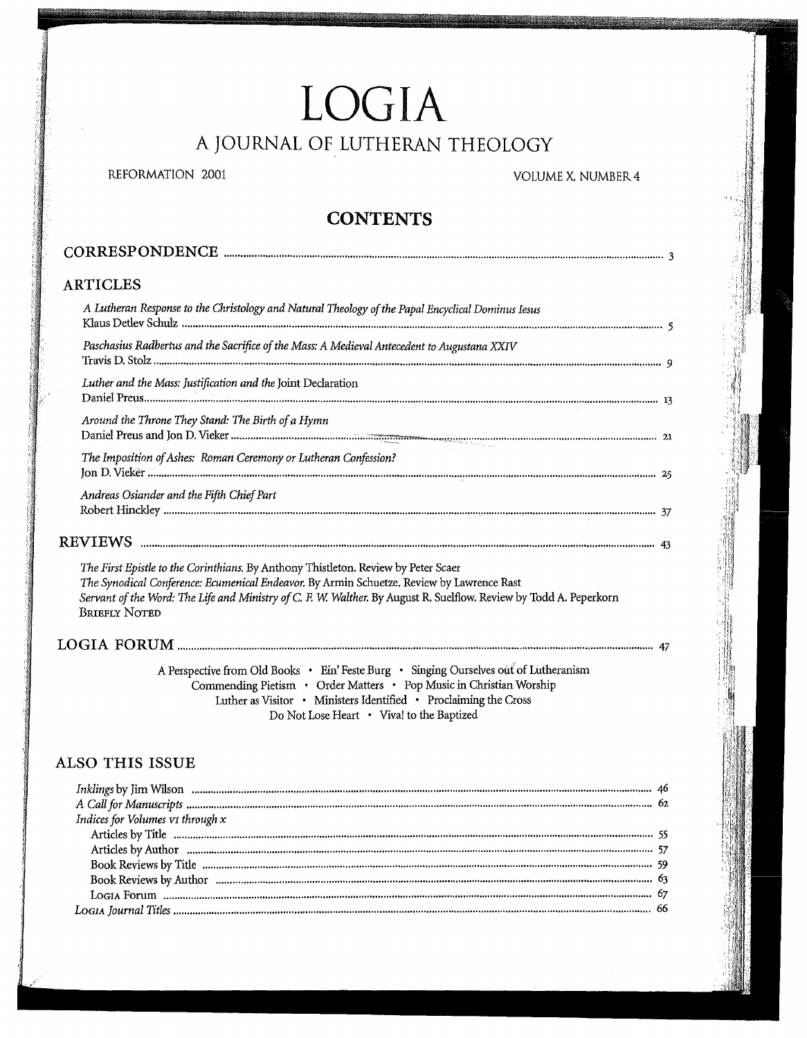# LOGIA

## A JOURNAL OF LUTHERAN THEOLOGY

REFORMATION 2001 VOLUME X, NUMBER 4

## CONTENTS

### CORRESPONDENCE ............ 3

### ARTICLES

*A Lutheran Response to the Christology and Natural Theology of the Papal Encyclical Dominus Iesus*
Klaus Detlev Schulz ............ 5

*Paschasius Radbertus and the Sacrifice of the Mass: A Medieval Antecedent to Augustana XXIV*
Travis D. Stolz ............ 9

*Luther and the Mass: Justification and the* Joint Declaration
Daniel Preus ............ 13

*Around the Throne They Stand: The Birth of a Hymn*
Daniel Preus and Jon D. Vieker ............ 21

*The Imposition of Ashes: Roman Ceremony or Lutheran Confession?*
Jon D. Vieker ............ 25

*Andreas Osiander and the Fifth Chief Part*
Robert Hinckley ............ 37

### REVIEWS ............ 43

*The First Epistle to the Corinthians.* By Anthony Thistleton. Review by Peter Scaer
*The Synodical Conference: Ecumenical Endeavor.* By Armin Schuetze. Review by Lawrence Rast
*Servant of the Word: The Life and Ministry of C. F. W. Walther.* By August R. Suelflow. Review by Todd A. Peperkorn
BRIEFLY NOTED

### LOGIA FORUM ............ 47

A Perspective from Old Books • Ein' Feste Burg • Singing Ourselves out of Lutheranism
Commending Pietism • Order Matters • Pop Music in Christian Worship
Luther as Visitor • Ministers Identified • Proclaiming the Cross
Do Not Lose Heart • Viva! to the Baptized

### ALSO THIS ISSUE

*Inklings* by Jim Wilson ............ 46
*A Call for Manuscripts* ............ 62
*Indices for Volumes VI through X*
Articles by Title ............ 55
Articles by Author ............ 57
Book Reviews by Title ............ 59
Book Reviews by Author ............ 63
LOGIA Forum ............ 67
*LOGIA Journal Titles* ............ 66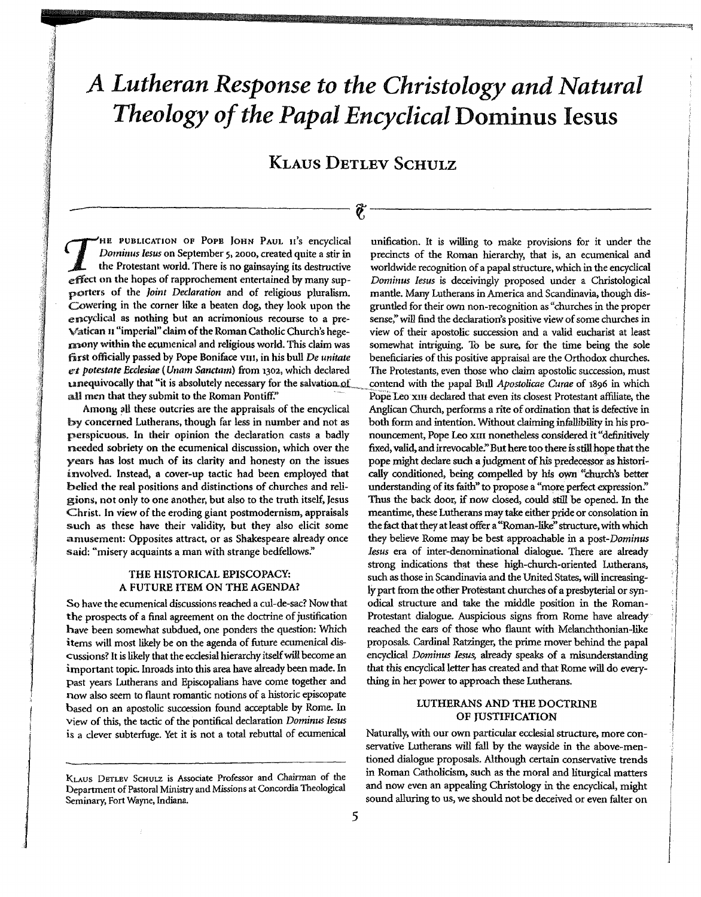# *A Lutheran Response to the Christology and Natural Theology of the Papal Encyclical* Dominus Iesus

## Klaus Detlev Schulz

The publication of Pope John Paul II's encyclical *Dominus Iesus* on September 5, 2000, created quite a stir in the Protestant world. There is no gainsaying its destructive effect on the hopes of rapprochement entertained by many supporters of the *Joint Declaration* and of religious pluralism. Cowering in the corner like a beaten dog, they look upon the encyclical as nothing but an acrimonious recourse to a pre-Vatican II "imperial" claim of the Roman Catholic Church's hegemony within the ecumenical and religious world. This claim was first officially passed by Pope Boniface VIII, in his bull *De unitate et potestate Ecclesiae* (*Unam Sanctam*) from 1302, which declared unequivocally that "it is absolutely necessary for the salvation of all men that they submit to the Roman Pontiff."

Among all these outcries are the appraisals of the encyclical by concerned Lutherans, though far less in number and not as perspicuous. In their opinion the declaration casts a badly needed sobriety on the ecumenical discussion, which over the years has lost much of its clarity and honesty on the issues involved. Instead, a cover-up tactic had been employed that belied the real positions and distinctions of churches and religions, not only to one another, but also to the truth itself, Jesus Christ. In view of the eroding giant postmodernism, appraisals such as these have their validity, but they also elicit some amusement: Opposites attract, or as Shakespeare already once said: "misery acquaints a man with strange bedfellows."

### THE HISTORICAL EPISCOPACY: A FUTURE ITEM ON THE AGENDA?

So have the ecumenical discussions reached a cul-de-sac? Now that the prospects of a final agreement on the doctrine of justification have been somewhat subdued, one ponders the question: Which items will most likely be on the agenda of future ecumenical discussions? It is likely that the ecclesial hierarchy itself will become an important topic. Inroads into this area have already been made. In past years Lutherans and Episcopalians have come together and now also seem to flaunt romantic notions of a historic episcopate based on an apostolic succession found acceptable by Rome. In view of this, the tactic of the pontifical declaration *Dominus Iesus* is a clever subterfuge. Yet it is not a total rebuttal of ecumenical unification. It is willing to make provisions for it under the precincts of the Roman hierarchy, that is, an ecumenical and worldwide recognition of a papal structure, which in the encyclical *Dominus Iesus* is deceivingly proposed under a Christological mantle. Many Lutherans in America and Scandinavia, though disgruntled for their own non-recognition as "churches in the proper sense," will find the declaration's positive view of some churches in view of their apostolic succession and a valid eucharist at least somewhat intriguing. To be sure, for the time being the sole beneficiaries of this positive appraisal are the Orthodox churches. The Protestants, even those who claim apostolic succession, must contend with the papal Bull *Apostolicae Curae* of 1896 in which Pope Leo XIII declared that even its closest Protestant affiliate, the Anglican Church, performs a rite of ordination that is defective in both form and intention. Without claiming infallibility in his pronouncement, Pope Leo XIII nonetheless considered it "definitively fixed, valid, and irrevocable." But here too there is still hope that the pope might declare such a judgment of his predecessor as historically conditioned, being compelled by his own "church's better understanding of its faith" to propose a "more perfect expression." Thus the back door, if now closed, could still be opened. In the meantime, these Lutherans may take either pride or consolation in the fact that they at least offer a "Roman-like" structure, with which they believe Rome may be best approachable in a post-*Dominus Iesus* era of inter-denominational dialogue. There are already strong indications that these high-church-oriented Lutherans, such as those in Scandinavia and the United States, will increasingly part from the other Protestant churches of a presbyterial or synodical structure and take the middle position in the Roman-Protestant dialogue. Auspicious signs from Rome have already reached the ears of those who flaunt with Melanchthonian-like proposals. Cardinal Ratzinger, the prime mover behind the papal encyclical *Dominus Iesus*, already speaks of a misunderstanding that this encyclical letter has created and that Rome will do everything in her power to approach these Lutherans.

### LUTHERANS AND THE DOCTRINE OF JUSTIFICATION

Naturally, with our own particular ecclesial structure, more conservative Lutherans will fall by the wayside in the above-mentioned dialogue proposals. Although certain conservative trends in Roman Catholicism, such as the moral and liturgical matters and now even an appealing Christology in the encyclical, might sound alluring to us, we should not be deceived or even falter on

---

Klaus Detlev Schulz is Associate Professor and Chairman of the Department of Pastoral Ministry and Missions at Concordia Theological Seminary, Fort Wayne, Indiana.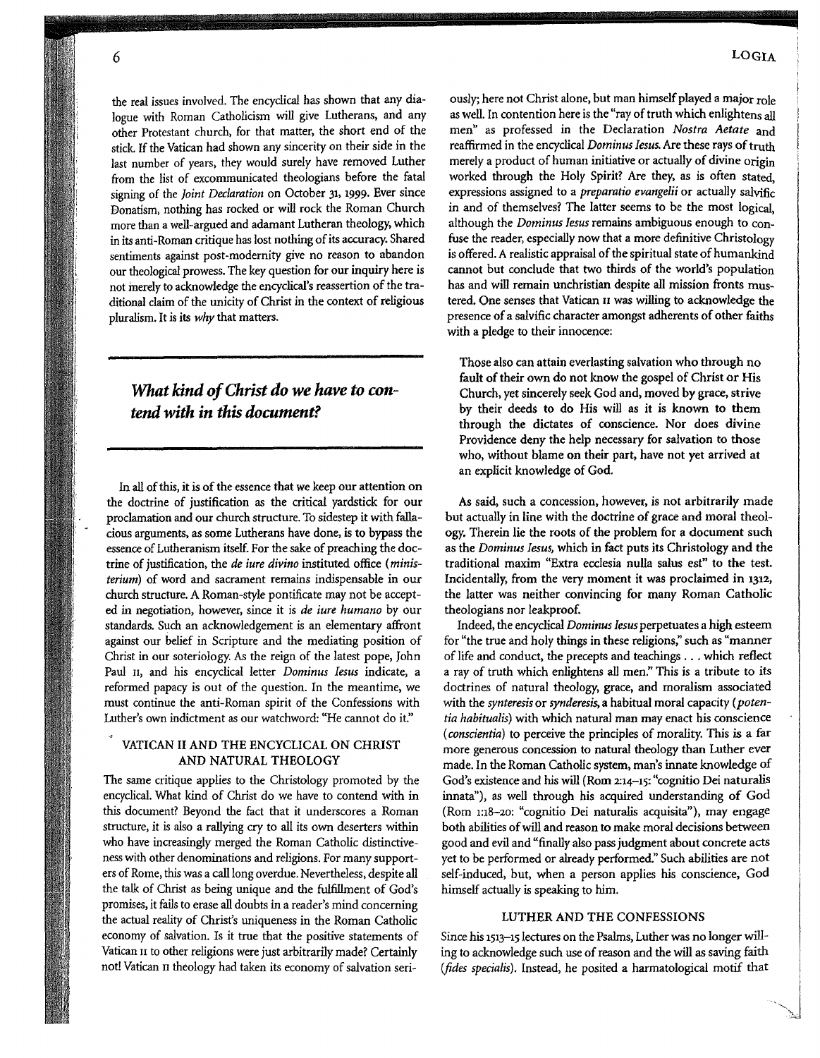the real issues involved. The encyclical has shown that any dialogue with Roman Catholicism will give Lutherans, and any other Protestant church, for that matter, the short end of the stick. If the Vatican had shown any sincerity on their side in the last number of years, they would surely have removed Luther from the list of excommunicated theologians before the fatal signing of the *Joint Declaration* on October 31, 1999. Ever since Donatism, nothing has rocked or will rock the Roman Church more than a well-argued and adamant Lutheran theology, which in its anti-Roman critique has lost nothing of its accuracy. Shared sentiments against post-modernity give no reason to abandon our theological prowess. The key question for our inquiry here is not merely to acknowledge the encyclical's reassertion of the traditional claim of the unicity of Christ in the context of religious pluralism. It is its *why* that matters.

## *What kind of Christ do we have to contend with in this document?*

In all of this, it is of the essence that we keep our attention on the doctrine of justification as the critical yardstick for our proclamation and our church structure. To sidestep it with fallacious arguments, as some Lutherans have done, is to bypass the essence of Lutheranism itself. For the sake of preaching the doctrine of justification, the *de iure divino* instituted office (*ministerium*) of word and sacrament remains indispensable in our church structure. A Roman-style pontificate may not be accepted in negotiation, however, since it is *de iure humano* by our standards. Such an acknowledgement is an elementary affront against our belief in Scripture and the mediating position of Christ in our soteriology. As the reign of the latest pope, John Paul II, and his encyclical letter *Dominus Iesus* indicate, a reformed papacy is out of the question. In the meantime, we must continue the anti-Roman spirit of the Confessions with Luther's own indictment as our watchword: "He cannot do it."

### VATICAN II AND THE ENCYCLICAL ON CHRIST AND NATURAL THEOLOGY

The same critique applies to the Christology promoted by the encyclical. What kind of Christ do we have to contend with in this document? Beyond the fact that it underscores a Roman structure, it is also a rallying cry to all its own deserters within who have increasingly merged the Roman Catholic distinctiveness with other denominations and religions. For many supporters of Rome, this was a call long overdue. Nevertheless, despite all the talk of Christ as being unique and the fulfillment of God's promises, it fails to erase all doubts in a reader's mind concerning the actual reality of Christ's uniqueness in the Roman Catholic economy of salvation. Is it true that the positive statements of Vatican II to other religions were just arbitrarily made? Certainly not! Vatican II theology had taken its economy of salvation seriously; here not Christ alone, but man himself played a major role as well. In contention here is the "ray of truth which enlightens all men" as professed in the Declaration *Nostra Aetate* and reaffirmed in the encyclical *Dominus Iesus*. Are these rays of truth merely a product of human initiative or actually of divine origin worked through the Holy Spirit? Are they, as is often stated, expressions assigned to a *preparatio evangelii* or actually salvific in and of themselves? The latter seems to be the most logical, although the *Dominus Iesus* remains ambiguous enough to confuse the reader, especially now that a more definitive Christology is offered. A realistic appraisal of the spiritual state of humankind cannot but conclude that two thirds of the world's population has and will remain unchristian despite all mission fronts mustered. One senses that Vatican II was willing to acknowledge the presence of a salvific character amongst adherents of other faiths with a pledge to their innocence:

> Those also can attain everlasting salvation who through no fault of their own do not know the gospel of Christ or His Church, yet sincerely seek God and, moved by grace, strive by their deeds to do His will as it is known to them through the dictates of conscience. Nor does divine Providence deny the help necessary for salvation to those who, without blame on their part, have not yet arrived at an explicit knowledge of God.

As said, such a concession, however, is not arbitrarily made but actually in line with the doctrine of grace and moral theology. Therein lie the roots of the problem for a document such as the *Dominus Iesus*, which in fact puts its Christology and the traditional maxim "Extra ecclesia nulla salus est" to the test. Incidentally, from the very moment it was proclaimed in 1312, the latter was neither convincing for many Roman Catholic theologians nor leakproof.

Indeed, the encyclical *Dominus Iesus* perpetuates a high esteem for "the true and holy things in these religions," such as "manner of life and conduct, the precepts and teachings . . . which reflect a ray of truth which enlightens all men." This is a tribute to its doctrines of natural theology, grace, and moralism associated with the *synteresis* or *synderesis*, a habitual moral capacity (*potentia habitualis*) with which natural man may enact his conscience (*conscientia*) to perceive the principles of morality. This is a far more generous concession to natural theology than Luther ever made. In the Roman Catholic system, man's innate knowledge of God's existence and his will (Rom 2:14–15: "cognitio Dei naturalis innata"), as well through his acquired understanding of God (Rom 1:18–20: "cognitio Dei naturalis acquisita"), may engage both abilities of will and reason to make moral decisions between good and evil and "finally also pass judgment about concrete acts yet to be performed or already performed." Such abilities are not self-induced, but, when a person applies his conscience, God himself actually is speaking to him.

### LUTHER AND THE CONFESSIONS

Since his 1513–15 lectures on the Psalms, Luther was no longer willing to acknowledge such use of reason and the will as saving faith (*fides specialis*). Instead, he posited a harmatological motif that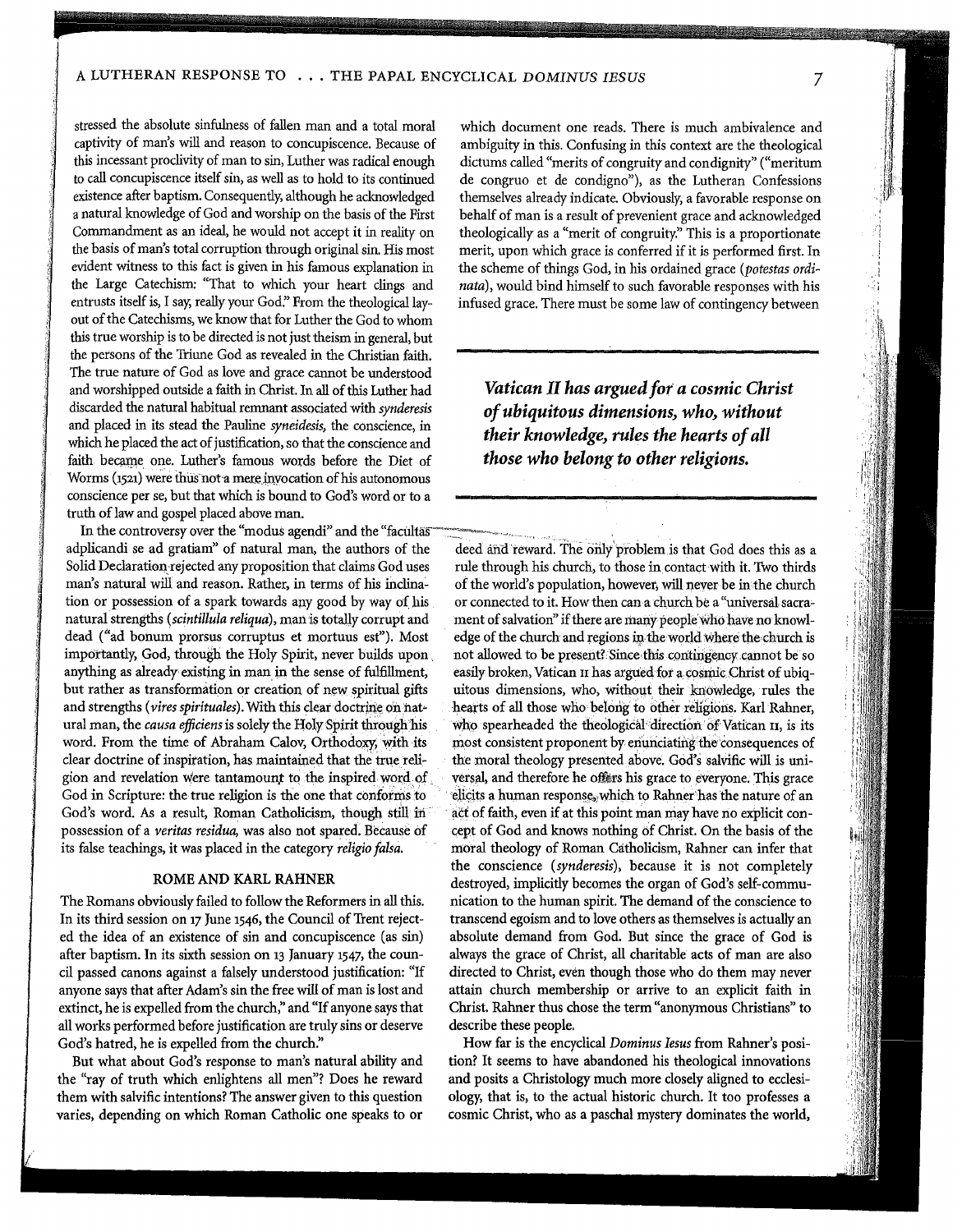stressed the absolute sinfulness of fallen man and a total moral captivity of man's will and reason to concupiscence. Because of this incessant proclivity of man to sin, Luther was radical enough to call concupiscence itself sin, as well as to hold to its continued existence after baptism. Consequently, although he acknowledged a natural knowledge of God and worship on the basis of the First Commandment as an ideal, he would not accept it in reality on the basis of man's total corruption through original sin. His most evident witness to this fact is given in his famous explanation in the Large Catechism: "That to which your heart clings and entrusts itself is, I say, really your God." From the theological layout of the Catechisms, we know that for Luther the God to whom this true worship is to be directed is not just theism in general, but the persons of the Triune God as revealed in the Christian faith. The true nature of God as love and grace cannot be understood and worshipped outside a faith in Christ. In all of this Luther had discarded the natural habitual remnant associated with *synderesis* and placed in its stead the Pauline *syneidesis*, the conscience, in which he placed the act of justification, so that the conscience and faith became one. Luther's famous words before the Diet of Worms (1521) were thus not a mere invocation of his autonomous conscience per se, but that which is bound to God's word or to a truth of law and gospel placed above man.

In the controversy over the "modus agendi" and the "facultas adplicandi se ad gratiam" of natural man, the authors of the Solid Declaration rejected any proposition that claims God uses man's natural will and reason. Rather, in terms of his inclination or possession of a spark towards any good by way of his natural strengths (*scintillula reliqua*), man is totally corrupt and dead ("ad bonum prorsus corruptus et mortuus est"). Most importantly, God, through the Holy Spirit, never builds upon anything as already existing in man in the sense of fulfillment, but rather as transformation or creation of new spiritual gifts and strengths (*vires spirituales*). With this clear doctrine on natural man, the *causa efficiens* is solely the Holy Spirit through his word. From the time of Abraham Calov, Orthodoxy, with its clear doctrine of inspiration, has maintained that the true religion and revelation were tantamount to the inspired word of God in Scripture: the true religion is the one that conforms to God's word. As a result, Roman Catholicism, though still in possession of a *veritas residua*, was also not spared. Because of its false teachings, it was placed in the category *religio falsa*.

## ROME AND KARL RAHNER

The Romans obviously failed to follow the Reformers in all this. In its third session on 17 June 1546, the Council of Trent rejected the idea of an existence of sin and concupiscence (as sin) after baptism. In its sixth session on 13 January 1547, the council passed canons against a falsely understood justification: "If anyone says that after Adam's sin the free will of man is lost and extinct, he is expelled from the church," and "If anyone says that all works performed before justification are truly sins or deserve God's hatred, he is expelled from the church."

But what about God's response to man's natural ability and the "ray of truth which enlightens all men"? Does he reward them with salvific intentions? The answer given to this question varies, depending on which Roman Catholic one speaks to or which document one reads. There is much ambivalence and ambiguity in this. Confusing in this context are the theological dictums called "merits of congruity and condignity" ("meritum de congruo et de condigno"), as the Lutheran Confessions themselves already indicate. Obviously, a favorable response on behalf of man is a result of prevenient grace and acknowledged theologically as a "merit of congruity." This is a proportionate merit, upon which grace is conferred if it is performed first. In the scheme of things God, in his ordained grace (*potestas ordinata*), would bind himself to such favorable responses with his infused grace. There must be some law of contingency between deed and reward. The only problem is that God does this as a rule through his church, to those in contact with it. Two thirds of the world's population, however, will never be in the church or connected to it. How then can a church be a "universal sacrament of salvation" if there are many people who have no knowledge of the church and regions in the world where the church is not allowed to be present? Since this contingency cannot be so easily broken, Vatican II has argued for a cosmic Christ of ubiquitous dimensions, who, without their knowledge, rules the hearts of all those who belong to other religions. Karl Rahner, who spearheaded the theological direction of Vatican II, is its most consistent proponent by enunciating the consequences of the moral theology presented above. God's salvific will is universal, and therefore he offers his grace to everyone. This grace elicits a human response, which to Rahner has the nature of an act of faith, even if at this point man may have no explicit concept of God and knows nothing of Christ. On the basis of the moral theology of Roman Catholicism, Rahner can infer that the conscience (*synderesis*), because it is not completely destroyed, implicitly becomes the organ of God's self-communication to the human spirit. The demand of the conscience to transcend egoism and to love others as themselves is actually an absolute demand from God. But since the grace of God is always the grace of Christ, all charitable acts of man are also directed to Christ, even though those who do them may never attain church membership or arrive to an explicit faith in Christ. Rahner thus chose the term "anonymous Christians" to describe these people.

> ***Vatican II has argued for a cosmic Christ of ubiquitous dimensions, who, without their knowledge, rules the hearts of all those who belong to other religions.***

How far is the encyclical *Dominus Iesus* from Rahner's position? It seems to have abandoned his theological innovations and posits a Christology much more closely aligned to ecclesiology, that is, to the actual historic church. It too professes a cosmic Christ, who as a paschal mystery dominates the world,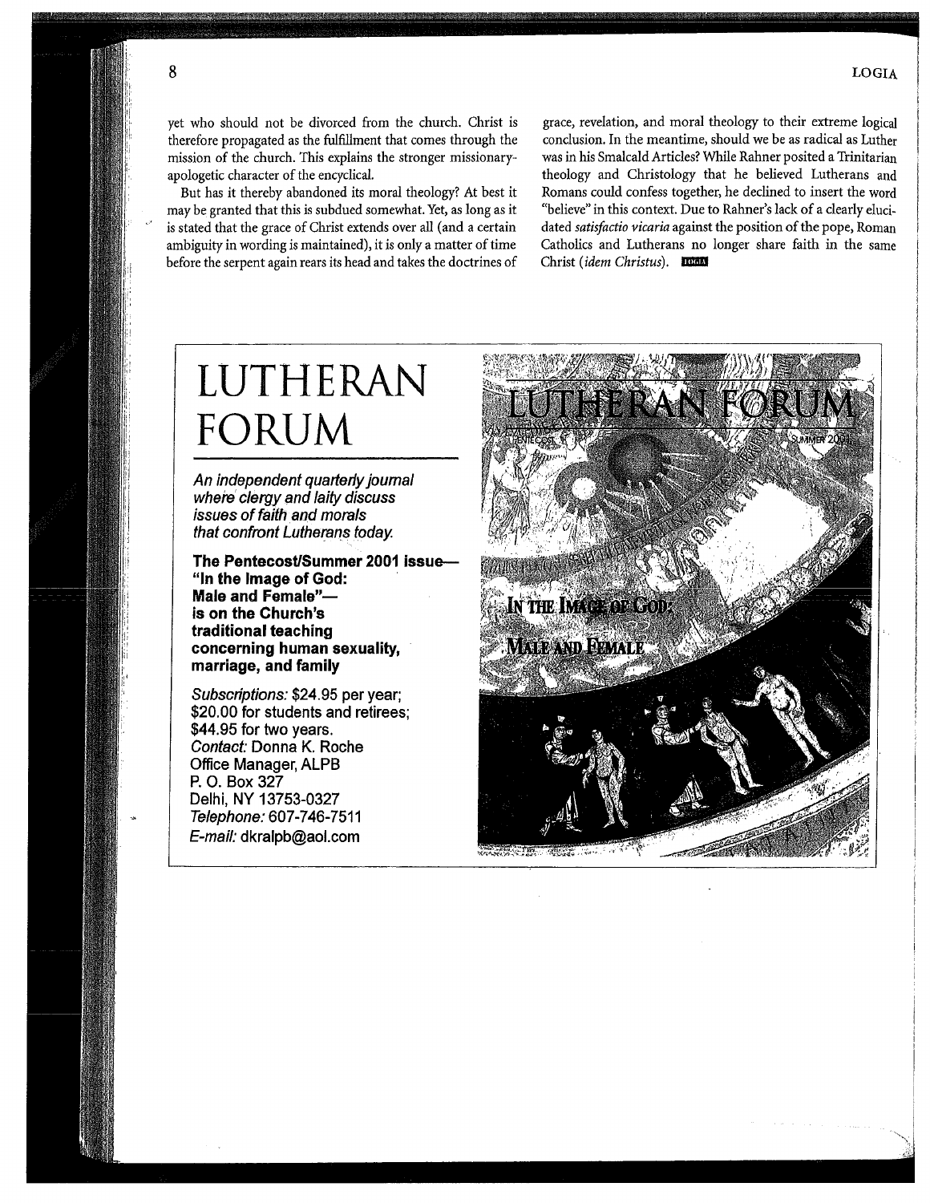yet who should not be divorced from the church. Christ is therefore propagated as the fulfillment that comes through the mission of the church. This explains the stronger missionary-apologetic character of the encyclical.

But has it thereby abandoned its moral theology? At best it may be granted that this is subdued somewhat. Yet, as long as it is stated that the grace of Christ extends over all (and a certain ambiguity in wording is maintained), it is only a matter of time before the serpent again rears its head and takes the doctrines of grace, revelation, and moral theology to their extreme logical conclusion. In the meantime, should we be as radical as Luther was in his Smalcald Articles? While Rahner posited a Trinitarian theology and Christology that he believed Lutherans and Romans could confess together, he declined to insert the word "believe" in this context. Due to Rahner's lack of a clearly elucidated *satisfactio vicaria* against the position of the pope, Roman Catholics and Lutherans no longer share faith in the same Christ (*idem Christus*).

# LUTHERAN FORUM

*An independent quarterly journal where clergy and laity discuss issues of faith and morals that confront Lutherans today.*

**The Pentecost/Summer 2001 issue— "In the Image of God: Male and Female"— is on the Church's traditional teaching concerning human sexuality, marriage, and family**

*Subscriptions:* $24.95 per year; $20.00 for students and retirees; $44.95 for two years.
*Contact:* Donna K. Roche
Office Manager, ALPB
P. O. Box 327
Delhi, NY 13753-0327
*Telephone:* 607-746-7511
*E-mail:* dkralpb@aol.com